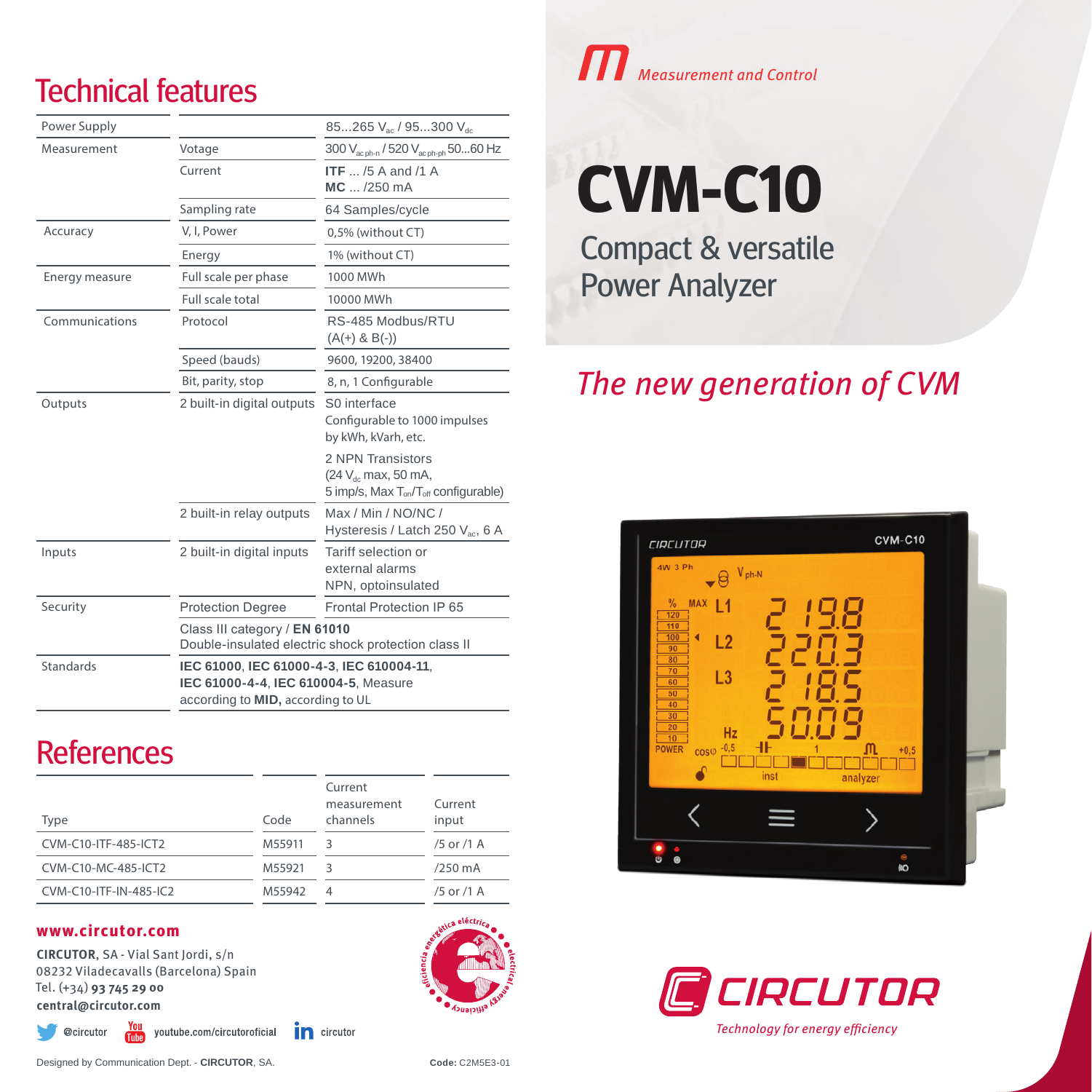## Technical features

| | | |
|---|---|---|
| Power Supply | | 85...265 $V_{ac}$ / 95...300 $V_{dc}$ |
| Measurement | Votage | 300 $V_{ac\ ph\text{-}n}$ / 520 $V_{ac\ ph\text{-}ph}$ 50...60 Hz |
| | Current | **ITF** ... /5 A and /1 A<br>**MC** ... /250 mA |
| | Sampling rate | 64 Samples/cycle |
| Accuracy | V, I, Power | 0,5% (without CT) |
| | Energy | 1% (without CT) |
| Energy measure | Full scale per phase | 1000 MWh |
| | Full scale total | 10000 MWh |
| Communications | Protocol | RS-485 Modbus/RTU<br>(A(+) & B(-)) |
| | Speed (bauds) | 9600, 19200, 38400 |
| | Bit, parity, stop | 8, n, 1 Configurable |
| Outputs | 2 built-in digital outputs | S0 interface<br>Configurable to 1000 impulses by kWh, kVarh, etc.<br>2 NPN Transistors<br>(24 $V_{dc}$ max, 50 mA,<br>5 imp/s, Max $T_{on}$/$T_{off}$ configurable) |
| | 2 built-in relay outputs | Max / Min / NO/NC /<br>Hysteresis / Latch 250 $V_{ac}$, 6 A |
| Inputs | 2 built-in digital inputs | Tariff selection or external alarms<br>NPN, optoinsulated |
| Security | Protection Degree | Frontal Protection IP 65 |
| | Class III category / **EN 61010**<br>Double-insulated electric shock protection class II | |
| Standards | **IEC 61000**, **IEC 61000-4-3**, **IEC 610004-11**, **IEC 61000-4-4**, **IEC 610004-5**, Measure according to **MID,** according to UL | |

## References

| Type | Code | Current measurement channels | Current input |
|---|---|---|---|
| CVM-C10-ITF-485-ICT2 | M55911 | 3 | /5 or /1 A |
| CVM-C10-MC-485-ICT2 | M55921 | 3 | /250 mA |
| CVM-C10-ITF-IN-485-IC2 | M55942 | 4 | /5 or /1 A |

**www.circutor.com**

**CIRCUTOR**, SA - Vial Sant Jordi, s/n
08232 Viladecavalls (Barcelona) Spain
Tel. (+34) **93 745 29 00**
**central@circutor.com**

@circutor youtube.com/circutoroficial circutor

Designed by Communication Dept. - **CIRCUTOR**, SA.

**Code:** C2M5E3-01

*Measurement and Control*

# CVM-C10

Compact & versatile
Power Analyzer

*The new generation of CVM*

CIRCUTOR
*Technology for energy efficiency*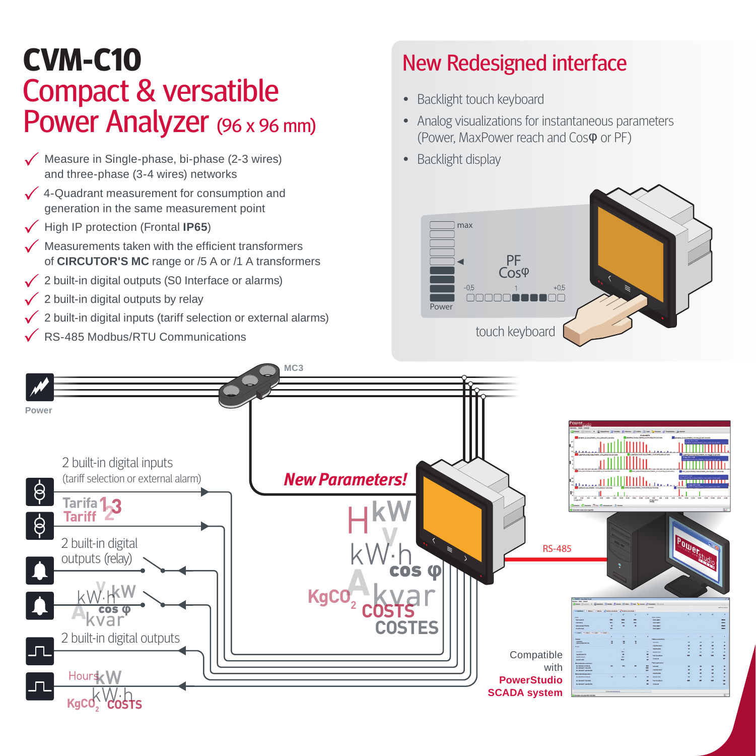# CVM-C10

## Compact & versatible Power Analyzer (96 x 96 mm)

- Measure in Single-phase, bi-phase (2-3 wires) and three-phase (3-4 wires) networks
- 4-Quadrant measurement for consumption and generation in the same measurement point
- High IP protection (Frontal **IP65**)
- Measurements taken with the efficient transformers of **CIRCUTOR'S MC** range or /5 A or /1 A transformers
- 2 built-in digital outputs (S0 Interface or alarms)
- 2 built-in digital outputs by relay
- 2 built-in digital inputs (tariff selection or external alarms)
- RS-485 Modbus/RTU Communications

## New Redesigned interface

- Backlight touch keyboard
- Analog visualizations for instantaneous parameters (Power, MaxPower reach and Cosφ or PF)
- Backlight display

max

PF
Cosφ

-0,5
1
+0,5

Power

touch keyboard

MC3

Power

2 built-in digital inputs
(tariff selection or external alarm)

Tarifa 1 3
Tariff 2

2 built-in digital outputs (relay)

2 built-in digital outputs

*New Parameters!*

H kW
kW·h
cos φ
$KgCO_2$
kvar
COSTS
COSTES

Hours kW
kW·h
$KgCO_2$
COSTS

RS-485

Compatible with
**PowerStudio SCADA system**